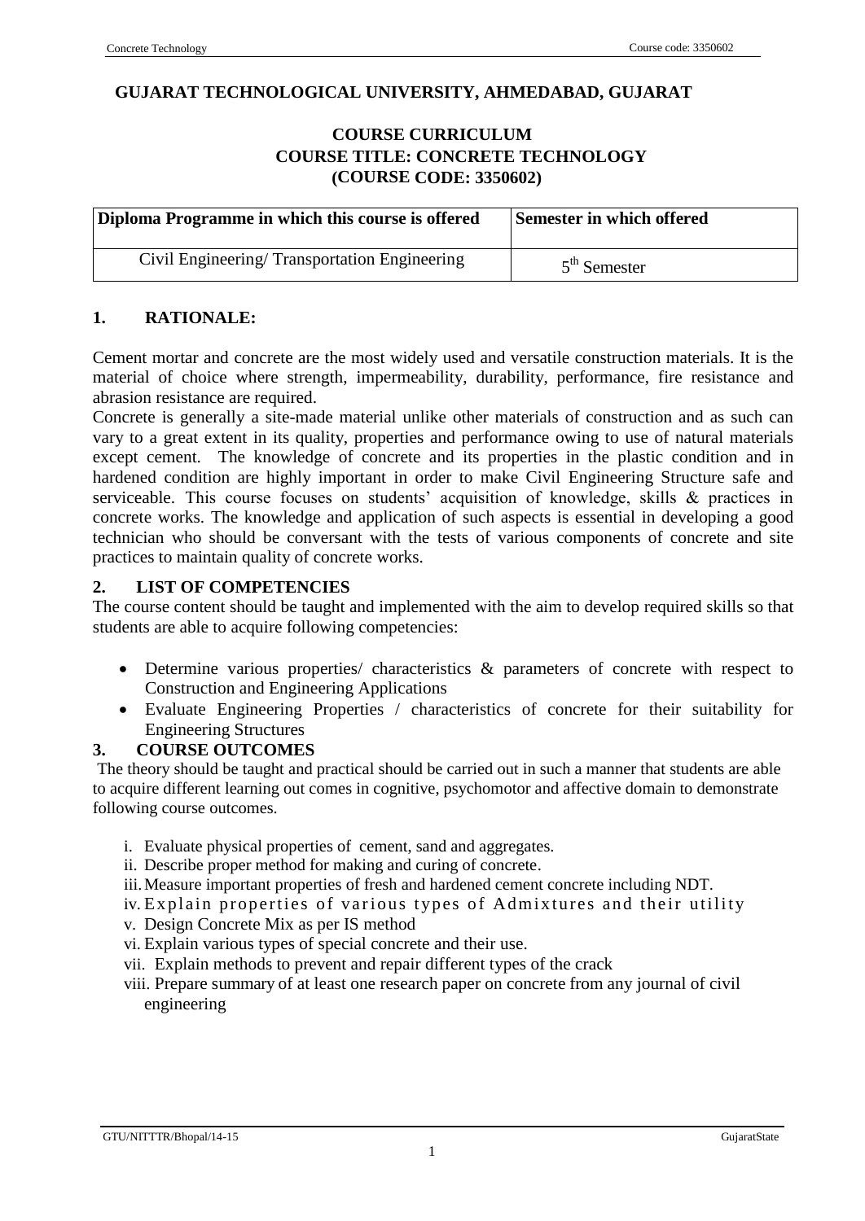# GUJARAT TECHNOLOGICAL UNIVERSITY, AHMEDABAD, GUJARAT

## COURSE CURRICULUM
## COURSE TITLE: CONCRETE TECHNOLOGY
## (COURSE CODE: 3350602)

| Diploma Programme in which this course is offered | Semester in which offered |
|---|---|
| Civil Engineering/ Transportation Engineering | 5th Semester |

## 1. RATIONALE:

Cement mortar and concrete are the most widely used and versatile construction materials. It is the material of choice where strength, impermeability, durability, performance, fire resistance and abrasion resistance are required.

Concrete is generally a site-made material unlike other materials of construction and as such can vary to a great extent in its quality, properties and performance owing to use of natural materials except cement. The knowledge of concrete and its properties in the plastic condition and in hardened condition are highly important in order to make Civil Engineering Structure safe and serviceable. This course focuses on students' acquisition of knowledge, skills & practices in concrete works. The knowledge and application of such aspects is essential in developing a good technician who should be conversant with the tests of various components of concrete and site practices to maintain quality of concrete works.

## 2. LIST OF COMPETENCIES

The course content should be taught and implemented with the aim to develop required skills so that students are able to acquire following competencies:

- Determine various properties/ characteristics & parameters of concrete with respect to Construction and Engineering Applications
- Evaluate Engineering Properties / characteristics of concrete for their suitability for Engineering Structures

## 3. COURSE OUTCOMES

The theory should be taught and practical should be carried out in such a manner that students are able to acquire different learning out comes in cognitive, psychomotor and affective domain to demonstrate following course outcomes.

i. Evaluate physical properties of cement, sand and aggregates.
ii. Describe proper method for making and curing of concrete.
iii. Measure important properties of fresh and hardened cement concrete including NDT.
iv. Explain properties of various types of Admixtures and their utility
v. Design Concrete Mix as per IS method
vi. Explain various types of special concrete and their use.
vii. Explain methods to prevent and repair different types of the crack
viii. Prepare summary of at least one research paper on concrete from any journal of civil engineering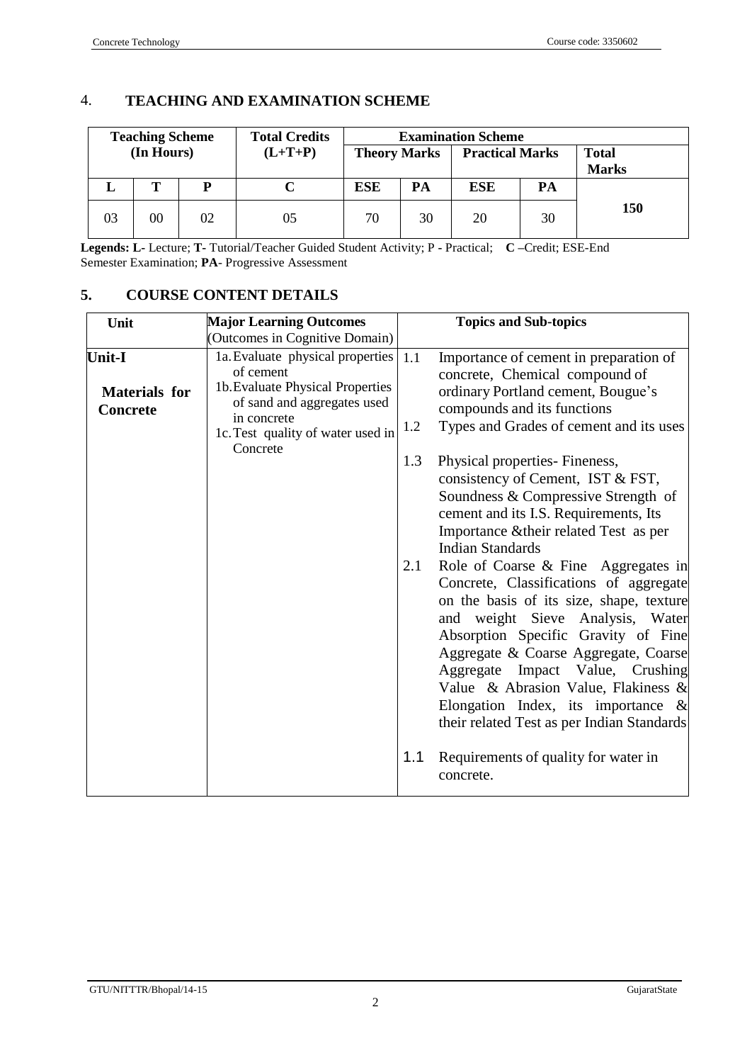## 4. TEACHING AND EXAMINATION SCHEME

| Teaching Scheme (In Hours) | | | Total Credits (L+T+P) | Examination Scheme | | | | |
|---|---|---|---|---|---|---|---|---|
| | | | | Theory Marks | | Practical Marks | | Total Marks |
| L | T | P | C | ESE | PA | ESE | PA | |
| 03 | 00 | 02 | 05 | 70 | 30 | 20 | 30 | 150 |

**Legends: L-** Lecture; **T-** Tutorial/Teacher Guided Student Activity; P **-** Practical; **C** –Credit; ESE-End Semester Examination; **PA**- Progressive Assessment

## 5. COURSE CONTENT DETAILS

| Unit | Major Learning Outcomes (Outcomes in Cognitive Domain) | Topics and Sub-topics |
|---|---|---|
| **Unit-I** **Materials for Concrete** | 1a. Evaluate physical properties of cement<br>1b. Evaluate Physical Properties of sand and aggregates used in concrete<br>1c. Test quality of water used in Concrete | 1.1 Importance of cement in preparation of concrete, Chemical compound of ordinary Portland cement, Bougue's compounds and its functions<br>1.2 Types and Grades of cement and its uses<br>1.3 Physical properties- Fineness, consistency of Cement, IST & FST, Soundness & Compressive Strength of cement and its I.S. Requirements, Its Importance &their related Test as per Indian Standards<br>2.1 Role of Coarse & Fine Aggregates in Concrete, Classifications of aggregate on the basis of its size, shape, texture and weight Sieve Analysis, Water Absorption Specific Gravity of Fine Aggregate & Coarse Aggregate, Coarse Aggregate Impact Value, Crushing Value & Abrasion Value, Flakiness & Elongation Index, its importance & their related Test as per Indian Standards<br>1.1 Requirements of quality for water in concrete. |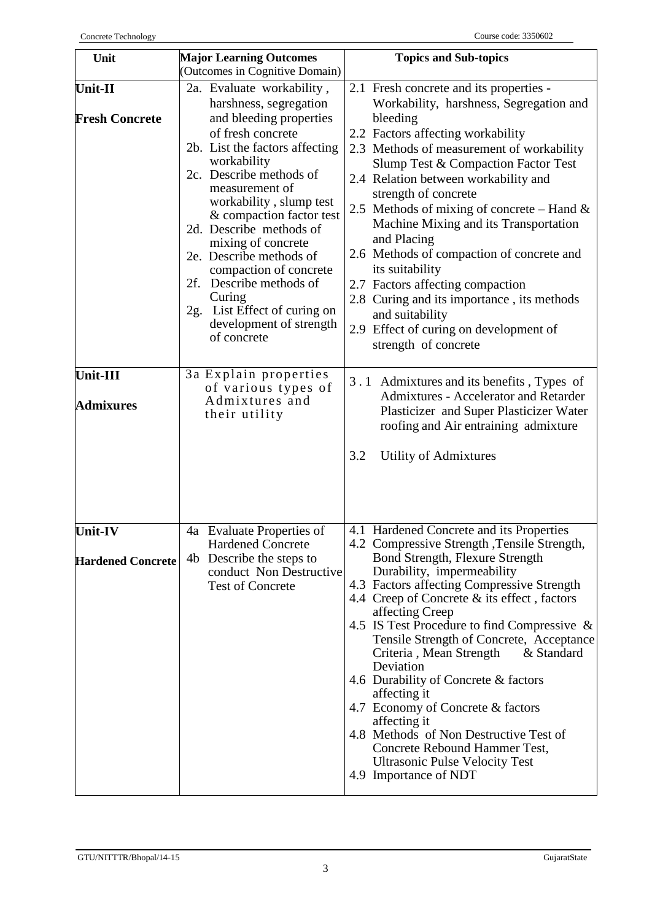| Unit | Major Learning Outcomes (Outcomes in Cognitive Domain) | Topics and Sub-topics |
|---|---|---|
| **Unit-II** <br><br> **Fresh Concrete** | 2a. Evaluate workability , harshness, segregation and bleeding properties of fresh concrete <br> 2b. List the factors affecting workability <br> 2c. Describe methods of measurement of workability , slump test & compaction factor test <br> 2d. Describe methods of mixing of concrete <br> 2e. Describe methods of compaction of concrete <br> 2f. Describe methods of Curing <br> 2g. List Effect of curing on development of strength of concrete | 2.1 Fresh concrete and its properties - Workability, harshness, Segregation and bleeding <br> 2.2 Factors affecting workability <br> 2.3 Methods of measurement of workability Slump Test & Compaction Factor Test <br> 2.4 Relation between workability and strength of concrete <br> 2.5 Methods of mixing of concrete – Hand & Machine Mixing and its Transportation and Placing <br> 2.6 Methods of compaction of concrete and its suitability <br> 2.7 Factors affecting compaction <br> 2.8 Curing and its importance , its methods and suitability <br> 2.9 Effect of curing on development of strength of concrete |
| **Unit-III** <br><br> **Admixures** | 3a Explain properties of various types of Admixtures and their utility | 3.1 Admixtures and its benefits , Types of Admixtures - Accelerator and Retarder Plasticizer and Super Plasticizer Water roofing and Air entraining admixture <br><br> 3.2 Utility of Admixtures |
| **Unit-IV** <br><br> **Hardened Concrete** | 4a Evaluate Properties of Hardened Concrete <br> 4b Describe the steps to conduct Non Destructive Test of Concrete | 4.1 Hardened Concrete and its Properties <br> 4.2 Compressive Strength ,Tensile Strength, Bond Strength, Flexure Strength Durability, impermeability <br> 4.3 Factors affecting Compressive Strength <br> 4.4 Creep of Concrete & its effect , factors affecting Creep <br> 4.5 IS Test Procedure to find Compressive & Tensile Strength of Concrete, Acceptance Criteria , Mean Strength & Standard Deviation <br> 4.6 Durability of Concrete & factors affecting it <br> 4.7 Economy of Concrete & factors affecting it <br> 4.8 Methods of Non Destructive Test of Concrete Rebound Hammer Test, Ultrasonic Pulse Velocity Test <br> 4.9 Importance of NDT |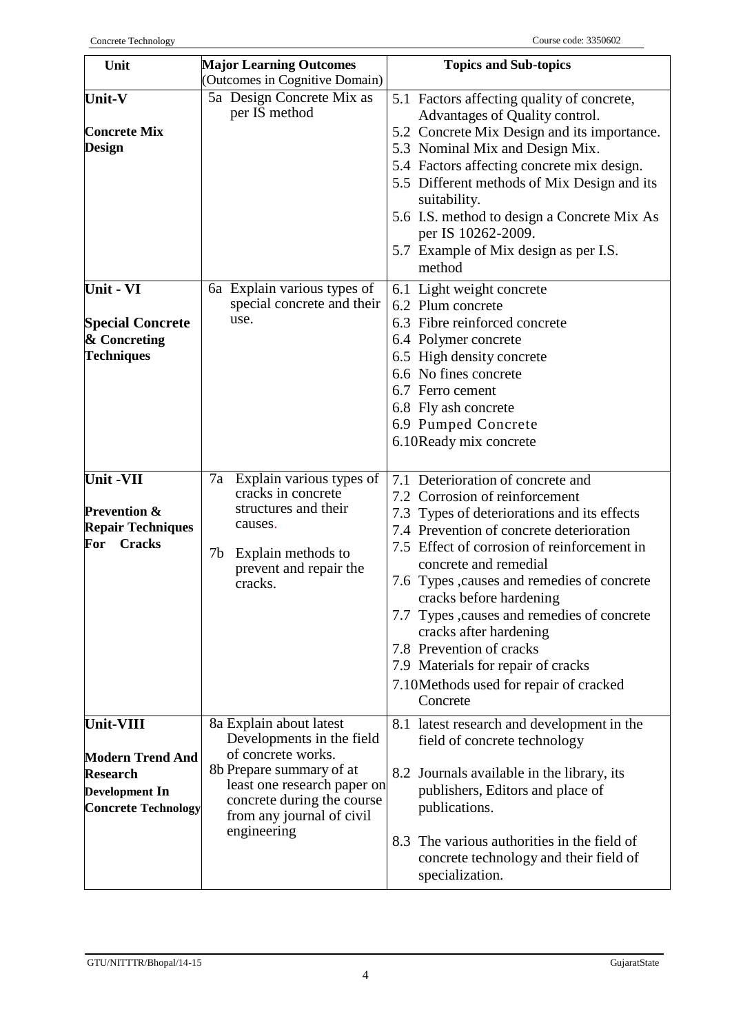| Unit | Major Learning Outcomes (Outcomes in Cognitive Domain) | Topics and Sub-topics |
|---|---|---|
| **Unit-V** <br><br> **Concrete Mix Design** | 5a Design Concrete Mix as per IS method | 5.1 Factors affecting quality of concrete, Advantages of Quality control. <br> 5.2 Concrete Mix Design and its importance. <br> 5.3 Nominal Mix and Design Mix. <br> 5.4 Factors affecting concrete mix design. <br> 5.5 Different methods of Mix Design and its suitability. <br> 5.6 I.S. method to design a Concrete Mix As per IS 10262-2009. <br> 5.7 Example of Mix design as per I.S. method |
| **Unit - VI** <br><br> **Special Concrete & Concreting Techniques** | 6a Explain various types of special concrete and their use. | 6.1 Light weight concrete <br> 6.2 Plum concrete <br> 6.3 Fibre reinforced concrete <br> 6.4 Polymer concrete <br> 6.5 High density concrete <br> 6.6 No fines concrete <br> 6.7 Ferro cement <br> 6.8 Fly ash concrete <br> 6.9 Pumped Concrete <br> 6.10Ready mix concrete |
| **Unit -VII** <br><br> **Prevention & Repair Techniques For Cracks** | 7a Explain various types of cracks in concrete structures and their causes. <br><br> 7b Explain methods to prevent and repair the cracks. | 7.1 Deterioration of concrete and <br> 7.2 Corrosion of reinforcement <br> 7.3 Types of deteriorations and its effects <br> 7.4 Prevention of concrete deterioration <br> 7.5 Effect of corrosion of reinforcement in concrete and remedial <br> 7.6 Types ,causes and remedies of concrete cracks before hardening <br> 7.7 Types ,causes and remedies of concrete cracks after hardening <br> 7.8 Prevention of cracks <br> 7.9 Materials for repair of cracks <br> 7.10Methods used for repair of cracked Concrete |
| **Unit-VIII** <br><br> **Modern Trend And Research Development In Concrete Technology** | 8a Explain about latest Developments in the field of concrete works. <br> 8b Prepare summary of at least one research paper on concrete during the course from any journal of civil engineering | 8.1 latest research and development in the field of concrete technology <br><br> 8.2 Journals available in the library, its publishers, Editors and place of publications. <br><br> 8.3 The various authorities in the field of concrete technology and their field of specialization. |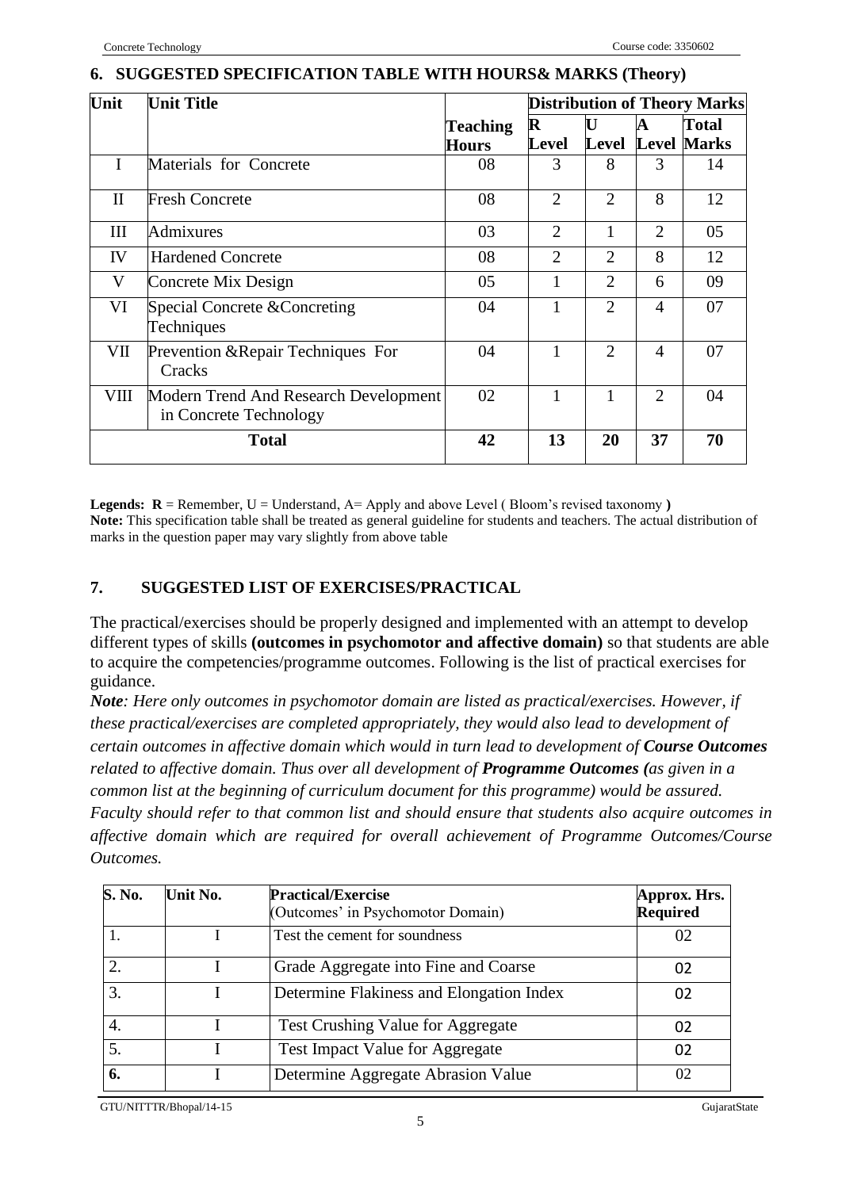## 6. SUGGESTED SPECIFICATION TABLE WITH HOURS& MARKS (Theory)

| Unit | Unit Title | Teaching Hours | Distribution of Theory Marks | | | |
|---|---|---|---|---|---|---|
| | | | R Level | U Level | A Level | Total Marks |
| I | Materials for Concrete | 08 | 3 | 8 | 3 | 14 |
| II | Fresh Concrete | 08 | 2 | 2 | 8 | 12 |
| III | Admixures | 03 | 2 | 1 | 2 | 05 |
| IV | Hardened Concrete | 08 | 2 | 2 | 8 | 12 |
| V | Concrete Mix Design | 05 | 1 | 2 | 6 | 09 |
| VI | Special Concrete &Concreting Techniques | 04 | 1 | 2 | 4 | 07 |
| VII | Prevention &Repair Techniques For Cracks | 04 | 1 | 2 | 4 | 07 |
| VIII | Modern Trend And Research Development in Concrete Technology | 02 | 1 | 1 | 2 | 04 |
| **Total** | | **42** | **13** | **20** | **37** | **70** |

**Legends: R** = Remember, U = Understand, A= Apply and above Level ( Bloom's revised taxonomy **)**
**Note:** This specification table shall be treated as general guideline for students and teachers. The actual distribution of marks in the question paper may vary slightly from above table

## 7. SUGGESTED LIST OF EXERCISES/PRACTICAL

The practical/exercises should be properly designed and implemented with an attempt to develop different types of skills **(outcomes in psychomotor and affective domain)** so that students are able to acquire the competencies/programme outcomes. Following is the list of practical exercises for guidance.

***Note****: Here only outcomes in psychomotor domain are listed as practical/exercises. However, if these practical/exercises are completed appropriately, they would also lead to development of certain outcomes in affective domain which would in turn lead to development of* ***Course Outcomes*** *related to affective domain. Thus over all development of* ***Programme Outcomes (****as given in a common list at the beginning of curriculum document for this programme) would be assured. Faculty should refer to that common list and should ensure that students also acquire outcomes in affective domain which are required for overall achievement of Programme Outcomes/Course Outcomes.*

| S. No. | Unit No. | Practical/Exercise (Outcomes' in Psychomotor Domain) | Approx. Hrs. Required |
|---|---|---|---|
| 1. | I | Test the cement for soundness | 02 |
| 2. | I | Grade Aggregate into Fine and Coarse | 02 |
| 3. | I | Determine Flakiness and Elongation Index | 02 |
| 4. | I | Test Crushing Value for Aggregate | 02 |
| 5. | I | Test Impact Value for Aggregate | 02 |
| **6.** | I | Determine Aggregate Abrasion Value | 02 |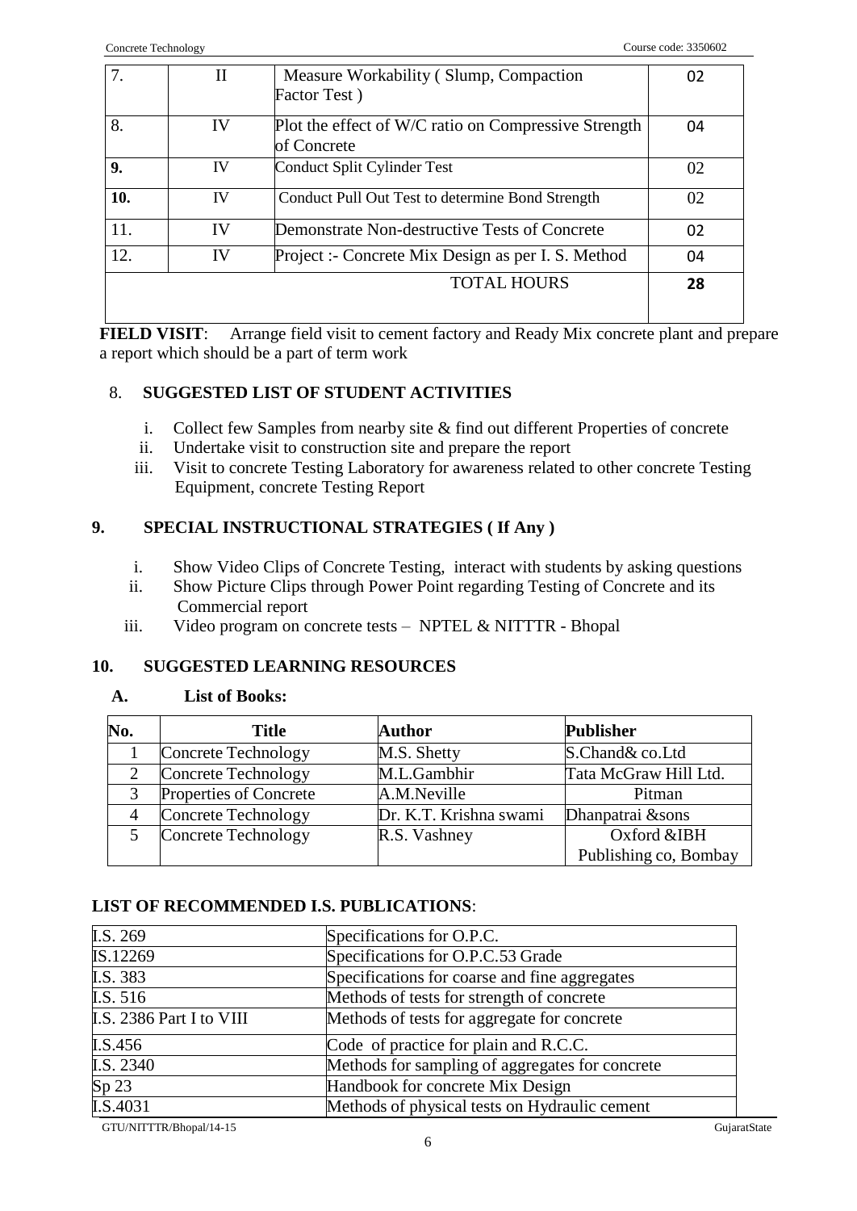| | | | |
|---|---|---|---|
| 7. | II | Measure Workability ( Slump, Compaction Factor Test ) | 02 |
| 8. | IV | Plot the effect of W/C ratio on Compressive Strength of Concrete | 04 |
| **9.** | IV | Conduct Split Cylinder Test | 02 |
| **10.** | IV | Conduct Pull Out Test to determine Bond Strength | 02 |
| 11. | IV | Demonstrate Non-destructive Tests of Concrete | 02 |
| 12. | IV | Project :- Concrete Mix Design as per I. S. Method | 04 |
| | | TOTAL HOURS | **28** |

**FIELD VISIT**: Arrange field visit to cement factory and Ready Mix concrete plant and prepare a report which should be a part of term work

## 8. SUGGESTED LIST OF STUDENT ACTIVITIES

i. Collect few Samples from nearby site & find out different Properties of concrete
ii. Undertake visit to construction site and prepare the report
iii. Visit to concrete Testing Laboratory for awareness related to other concrete Testing Equipment, concrete Testing Report

## 9. SPECIAL INSTRUCTIONAL STRATEGIES ( If Any )

i. Show Video Clips of Concrete Testing, interact with students by asking questions
ii. Show Picture Clips through Power Point regarding Testing of Concrete and its Commercial report
iii. Video program on concrete tests – NPTEL & NITTTR - Bhopal

## 10. SUGGESTED LEARNING RESOURCES

### A. List of Books:

| No. | Title | Author | Publisher |
|---|---|---|---|
| 1 | Concrete Technology | M.S. Shetty | S.Chand& co.Ltd |
| 2 | Concrete Technology | M.L.Gambhir | Tata McGraw Hill Ltd. |
| 3 | Properties of Concrete | A.M.Neville | Pitman |
| 4 | Concrete Technology | Dr. K.T. Krishna swami | Dhanpatrai &sons |
| 5 | Concrete Technology | R.S. Vashney | Oxford &IBH Publishing co, Bombay |

### LIST OF RECOMMENDED I.S. PUBLICATIONS:

| | |
|---|---|
| I.S. 269 | Specifications for O.P.C. |
| IS.12269 | Specifications for O.P.C.53 Grade |
| I.S. 383 | Specifications for coarse and fine aggregates |
| I.S. 516 | Methods of tests for strength of concrete |
| I.S. 2386 Part I to VIII | Methods of tests for aggregate for concrete |
| I.S.456 | Code of practice for plain and R.C.C. |
| I.S. 2340 | Methods for sampling of aggregates for concrete |
| Sp 23 | Handbook for concrete Mix Design |
| I.S.4031 | Methods of physical tests on Hydraulic cement |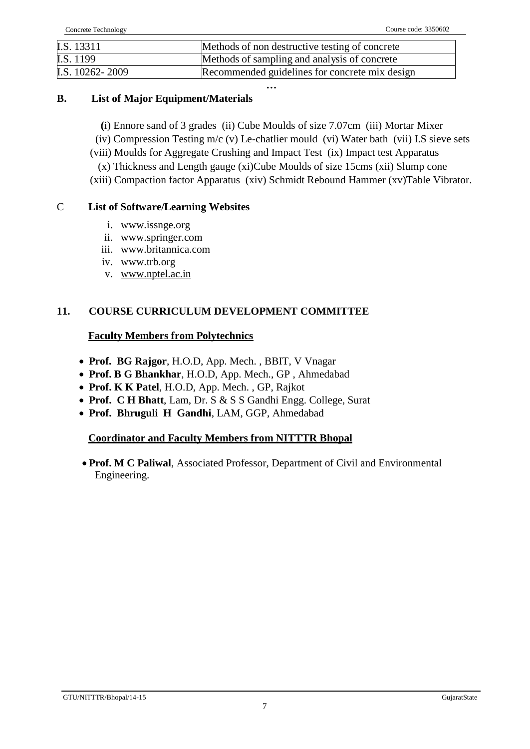| | |
|---|---|
| I.S. 13311 | Methods of non destructive testing of concrete |
| I.S. 1199 | Methods of sampling and analysis of concrete |
| I.S. 10262- 2009 | Recommended guidelines for concrete mix design |

…

### B. List of Major Equipment/Materials

(i) Ennore sand of 3 grades (ii) Cube Moulds of size 7.07cm (iii) Mortar Mixer (iv) Compression Testing m/c (v) Le-chatlier mould (vi) Water bath (vii) I.S sieve sets (viii) Moulds for Aggregate Crushing and Impact Test (ix) Impact test Apparatus (x) Thickness and Length gauge (xi)Cube Moulds of size 15cms (xii) Slump cone (xiii) Compaction factor Apparatus (xiv) Schmidt Rebound Hammer (xv)Table Vibrator.

### C List of Software/Learning Websites

i. www.issnge.org
ii. www.springer.com
iii. www.britannica.com
iv. www.trb.org
v. www.nptel.ac.in

## 11. COURSE CURRICULUM DEVELOPMENT COMMITTEE

**Faculty Members from Polytechnics**

- **Prof. BG Rajgor**, H.O.D, App. Mech. , BBIT, V Vnagar
- **Prof. B G Bhankhar**, H.O.D, App. Mech., GP , Ahmedabad
- **Prof. K K Patel**, H.O.D, App. Mech. , GP, Rajkot
- **Prof. C H Bhatt**, Lam, Dr. S & S S Gandhi Engg. College, Surat
- **Prof. Bhruguli H Gandhi**, LAM, GGP, Ahmedabad

**Coordinator and Faculty Members from NITTTR Bhopal**

- **Prof. M C Paliwal**, Associated Professor, Department of Civil and Environmental Engineering.